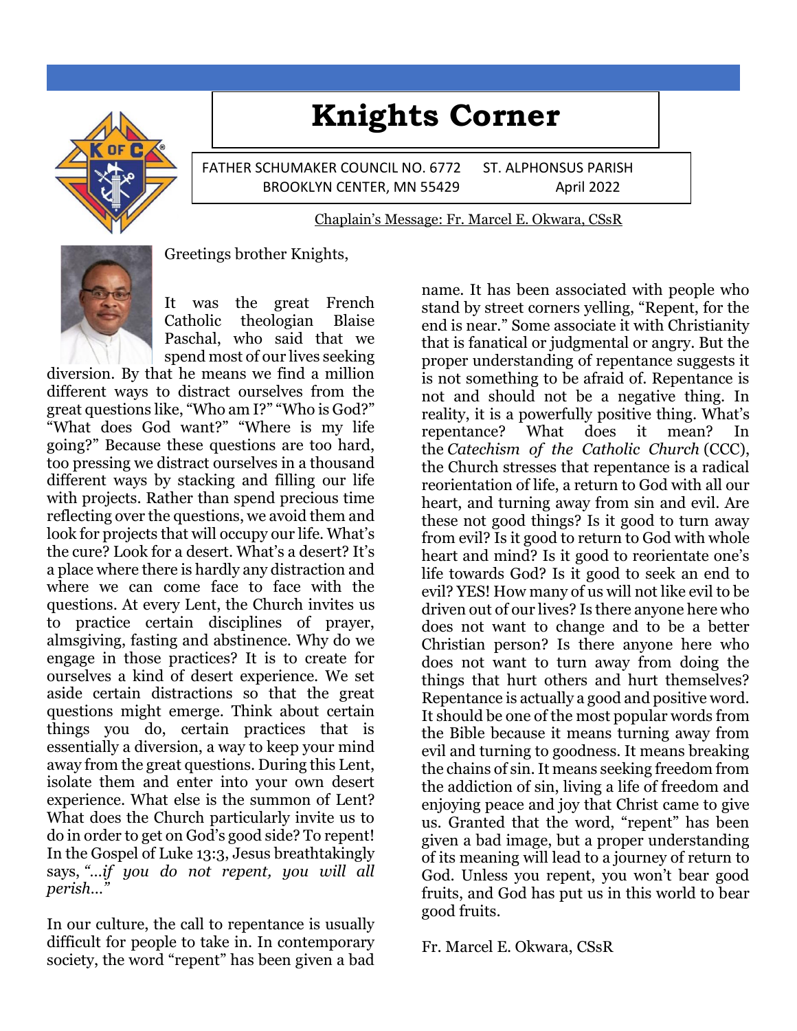# Knights Corner

FATHER SCHUMAKER COUNCIL NO. 6772 ST. ALPHONSUS PARISH
BROOKLYN CENTER, MN 55429 April 2022

Chaplain's Message: Fr. Marcel E. Okwara, CSsR

Greetings brother Knights,

It was the great French Catholic theologian Blaise Paschal, who said that we spend most of our lives seeking diversion. By that he means we find a million different ways to distract ourselves from the great questions like, "Who am I?" "Who is God?" "What does God want?" "Where is my life going?" Because these questions are too hard, too pressing we distract ourselves in a thousand different ways by stacking and filling our life with projects. Rather than spend precious time reflecting over the questions, we avoid them and look for projects that will occupy our life. What's the cure? Look for a desert. What's a desert? It's a place where there is hardly any distraction and where we can come face to face with the questions. At every Lent, the Church invites us to practice certain disciplines of prayer, almsgiving, fasting and abstinence. Why do we engage in those practices? It is to create for ourselves a kind of desert experience. We set aside certain distractions so that the great questions might emerge. Think about certain things you do, certain practices that is essentially a diversion, a way to keep your mind away from the great questions. During this Lent, isolate them and enter into your own desert experience. What else is the summon of Lent? What does the Church particularly invite us to do in order to get on God's good side? To repent! In the Gospel of Luke 13:3, Jesus breathtakingly says, *"...if you do not repent, you will all perish..."*

In our culture, the call to repentance is usually difficult for people to take in. In contemporary society, the word "repent" has been given a bad name. It has been associated with people who stand by street corners yelling, "Repent, for the end is near." Some associate it with Christianity that is fanatical or judgmental or angry. But the proper understanding of repentance suggests it is not something to be afraid of. Repentance is not and should not be a negative thing. In reality, it is a powerfully positive thing. What's repentance? What does it mean? In the *Catechism of the Catholic Church* (CCC), the Church stresses that repentance is a radical reorientation of life, a return to God with all our heart, and turning away from sin and evil. Are these not good things? Is it good to turn away from evil? Is it good to return to God with whole heart and mind? Is it good to reorientate one's life towards God? Is it good to seek an end to evil? YES! How many of us will not like evil to be driven out of our lives? Is there anyone here who does not want to change and to be a better Christian person? Is there anyone here who does not want to turn away from doing the things that hurt others and hurt themselves? Repentance is actually a good and positive word. It should be one of the most popular words from the Bible because it means turning away from evil and turning to goodness. It means breaking the chains of sin. It means seeking freedom from the addiction of sin, living a life of freedom and enjoying peace and joy that Christ came to give us. Granted that the word, "repent" has been given a bad image, but a proper understanding of its meaning will lead to a journey of return to God. Unless you repent, you won't bear good fruits, and God has put us in this world to bear good fruits.

Fr. Marcel E. Okwara, CSsR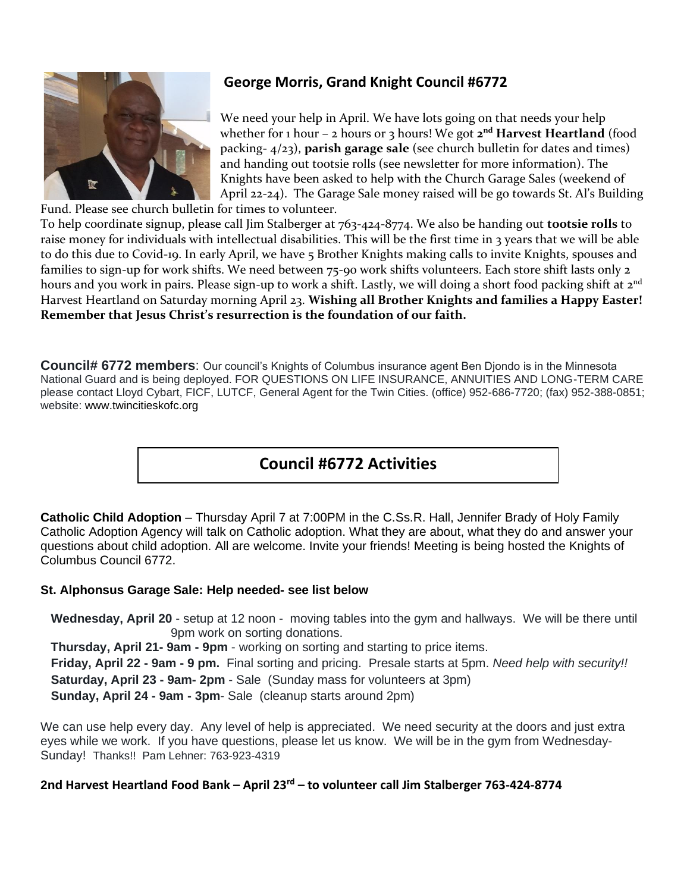## George Morris, Grand Knight Council #6772

We need your help in April. We have lots going on that needs your help whether for 1 hour – 2 hours or 3 hours! We got **2nd Harvest Heartland** (food packing- 4/23), **parish garage sale** (see church bulletin for dates and times) and handing out tootsie rolls (see newsletter for more information). The Knights have been asked to help with the Church Garage Sales (weekend of April 22-24). The Garage Sale money raised will be go towards St. Al's Building Fund. Please see church bulletin for times to volunteer.

To help coordinate signup, please call Jim Stalberger at 763-424-8774. We also be handing out **tootsie rolls** to raise money for individuals with intellectual disabilities. This will be the first time in 3 years that we will be able to do this due to Covid-19. In early April, we have 5 Brother Knights making calls to invite Knights, spouses and families to sign-up for work shifts. We need between 75-90 work shifts volunteers. Each store shift lasts only 2 hours and you work in pairs. Please sign-up to work a shift. Lastly, we will doing a short food packing shift at 2nd Harvest Heartland on Saturday morning April 23. **Wishing all Brother Knights and families a Happy Easter! Remember that Jesus Christ's resurrection is the foundation of our faith.**

**Council# 6772 members**: Our council's Knights of Columbus insurance agent Ben Djondo is in the Minnesota National Guard and is being deployed. FOR QUESTIONS ON LIFE INSURANCE, ANNUITIES AND LONG-TERM CARE please contact Lloyd Cybart, FICF, LUTCF, General Agent for the Twin Cities. (office) 952-686-7720; (fax) 952-388-0851; website: www.twincitieskofc.org

## Council #6772 Activities

**Catholic Child Adoption** – Thursday April 7 at 7:00PM in the C.Ss.R. Hall, Jennifer Brady of Holy Family Catholic Adoption Agency will talk on Catholic adoption. What they are about, what they do and answer your questions about child adoption. All are welcome. Invite your friends! Meeting is being hosted the Knights of Columbus Council 6772.

**St. Alphonsus Garage Sale: Help needed- see list below**

**Wednesday, April 20** - setup at 12 noon - moving tables into the gym and hallways. We will be there until 9pm work on sorting donations.
**Thursday, April 21- 9am - 9pm** - working on sorting and starting to price items.
**Friday, April 22 - 9am - 9 pm.** Final sorting and pricing. Presale starts at 5pm. *Need help with security!!*
**Saturday, April 23 - 9am- 2pm** - Sale (Sunday mass for volunteers at 3pm)
**Sunday, April 24 - 9am - 3pm**- Sale (cleanup starts around 2pm)

We can use help every day. Any level of help is appreciated. We need security at the doors and just extra eyes while we work. If you have questions, please let us know. We will be in the gym from Wednesday-Sunday! Thanks!! Pam Lehner: 763-923-4319

**2nd Harvest Heartland Food Bank – April 23rd – to volunteer call Jim Stalberger 763-424-8774**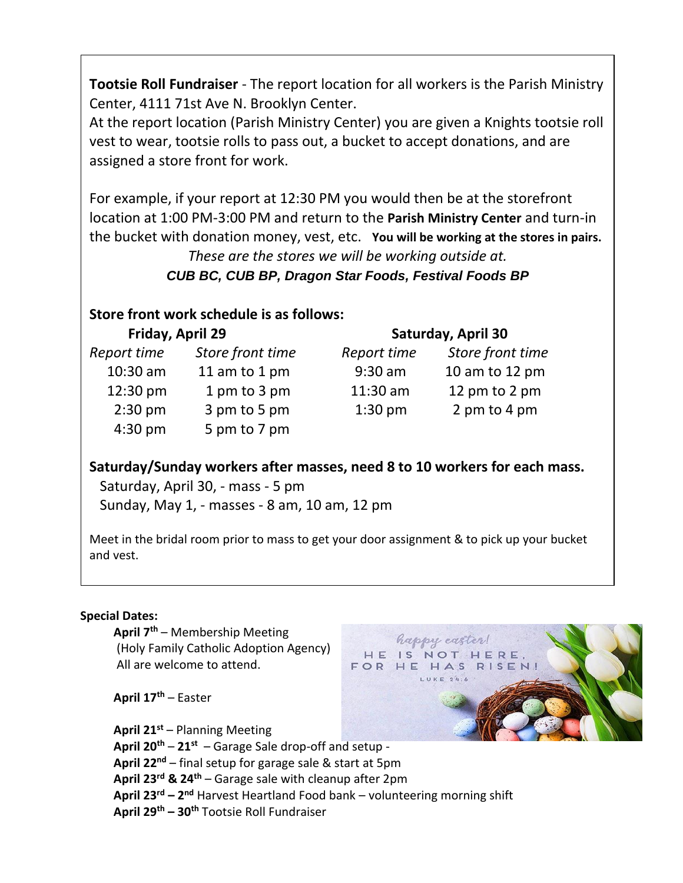**Tootsie Roll Fundraiser** - The report location for all workers is the Parish Ministry Center, 4111 71st Ave N. Brooklyn Center.
At the report location (Parish Ministry Center) you are given a Knights tootsie roll vest to wear, tootsie rolls to pass out, a bucket to accept donations, and are assigned a store front for work.

For example, if your report at 12:30 PM you would then be at the storefront location at 1:00 PM-3:00 PM and return to the **Parish Ministry Center** and turn-in the bucket with donation money, vest, etc. **You will be working at the stores in pairs.**

*These are the stores we will be working outside at.*

***CUB BC, CUB BP, Dragon Star Foods, Festival Foods BP***

**Store front work schedule is as follows:**

| **Friday, April 29** | | **Saturday, April 30** | |
|---|---|---|---|
| *Report time* | *Store front time* | *Report time* | *Store front time* |
| 10:30 am | 11 am to 1 pm | 9:30 am | 10 am to 12 pm |
| 12:30 pm | 1 pm to 3 pm | 11:30 am | 12 pm to 2 pm |
| 2:30 pm | 3 pm to 5 pm | 1:30 pm | 2 pm to 4 pm |
| 4:30 pm | 5 pm to 7 pm | | |

**Saturday/Sunday workers after masses, need 8 to 10 workers for each mass.**

Saturday, April 30, - mass - 5 pm
Sunday, May 1, - masses - 8 am, 10 am, 12 pm

Meet in the bridal room prior to mass to get your door assignment & to pick up your bucket and vest.

**Special Dates:**

**April 7th** – Membership Meeting (Holy Family Catholic Adoption Agency) All are welcome to attend.

**April 17th** – Easter

**April 21st** – Planning Meeting
**April 20th – 21st** – Garage Sale drop-off and setup -
**April 22nd** – final setup for garage sale & start at 5pm
**April 23rd & 24th** – Garage sale with cleanup after 2pm
**April 23rd – 2nd** Harvest Heartland Food bank – volunteering morning shift
**April 29th – 30th** Tootsie Roll Fundraiser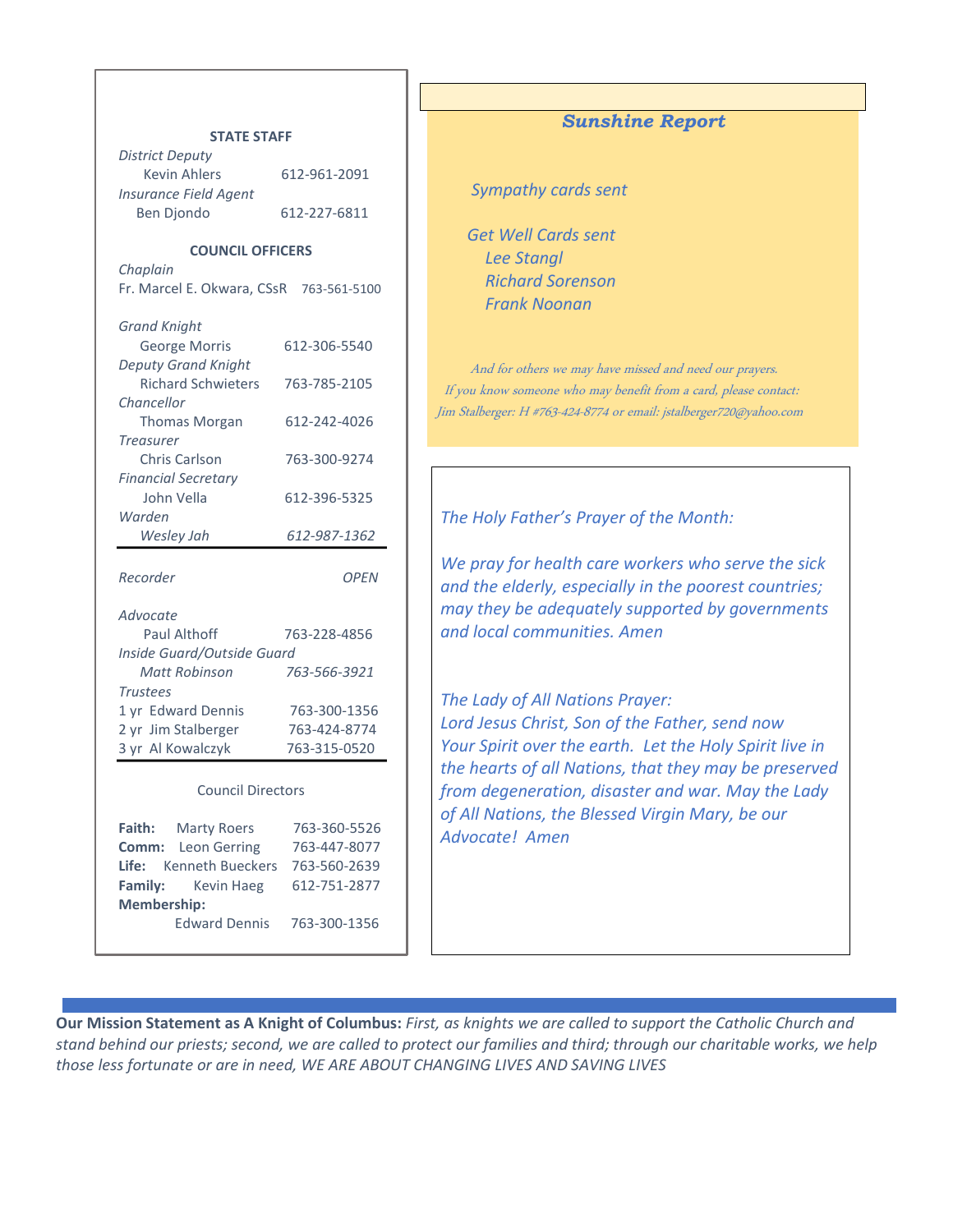### STATE STAFF

*District Deputy*
Kevin Ahlers 612-961-2091

*Insurance Field Agent*
Ben Djondo 612-227-6811

### COUNCIL OFFICERS

*Chaplain*
Fr. Marcel E. Okwara, CSsR 763-561-5100

*Grand Knight*
George Morris 612-306-5540

*Deputy Grand Knight*
Richard Schwieters 763-785-2105

*Chancellor*
Thomas Morgan 612-242-4026

*Treasurer*
Chris Carlson 763-300-9274

*Financial Secretary*
John Vella 612-396-5325

*Warden*
*Wesley Jah* *612-987-1362*

*Recorder* *OPEN*

*Advocate*
Paul Althoff 763-228-4856

*Inside Guard/Outside Guard*
*Matt Robinson* *763-566-3921*

*Trustees*
1 yr Edward Dennis 763-300-1356
2 yr Jim Stalberger 763-424-8774
3 yr Al Kowalczyk 763-315-0520

Council Directors

**Faith:** Marty Roers 763-360-5526
**Comm:** Leon Gerring 763-447-8077
**Life:** Kenneth Bueckers 763-560-2639
**Family:** Kevin Haeg 612-751-2877
**Membership:**
Edward Dennis 763-300-1356

## *Sunshine Report*

*Sympathy cards sent*

*Get Well Cards sent*
*Lee Stangl*
*Richard Sorenson*
*Frank Noonan*

*And for others we may have missed and need our prayers.*
*If you know someone who may benefit from a card, please contact:*
*Jim Stalberger: H #763-424-8774 or email: jstalberger720@yahoo.com*

*The Holy Father's Prayer of the Month:*

*We pray for health care workers who serve the sick and the elderly, especially in the poorest countries; may they be adequately supported by governments and local communities. Amen*

*The Lady of All Nations Prayer:*
*Lord Jesus Christ, Son of the Father, send now Your Spirit over the earth. Let the Holy Spirit live in the hearts of all Nations, that they may be preserved from degeneration, disaster and war. May the Lady of All Nations, the Blessed Virgin Mary, be our Advocate! Amen*

**Our Mission Statement as A Knight of Columbus:** *First, as knights we are called to support the Catholic Church and stand behind our priests; second, we are called to protect our families and third; through our charitable works, we help those less fortunate or are in need, WE ARE ABOUT CHANGING LIVES AND SAVING LIVES*